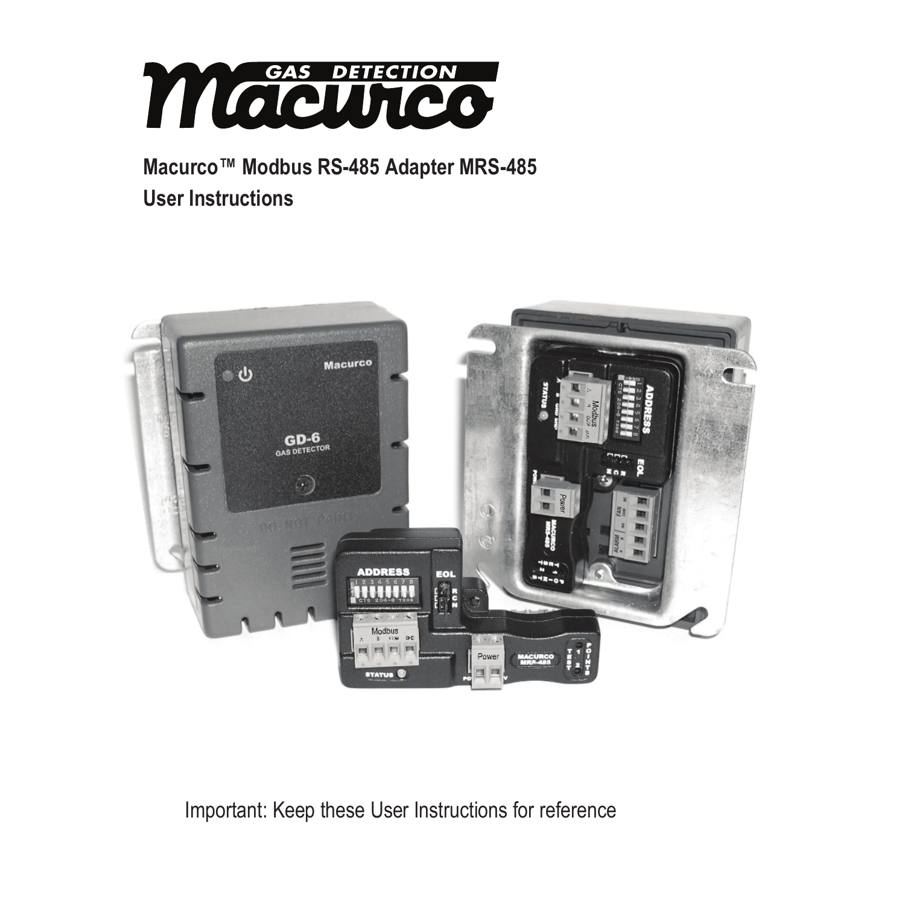# Macurco GAS DETECTION

**Macurco™ Modbus RS-485 Adapter MRS-485**
**User Instructions**

Important: Keep these User Instructions for reference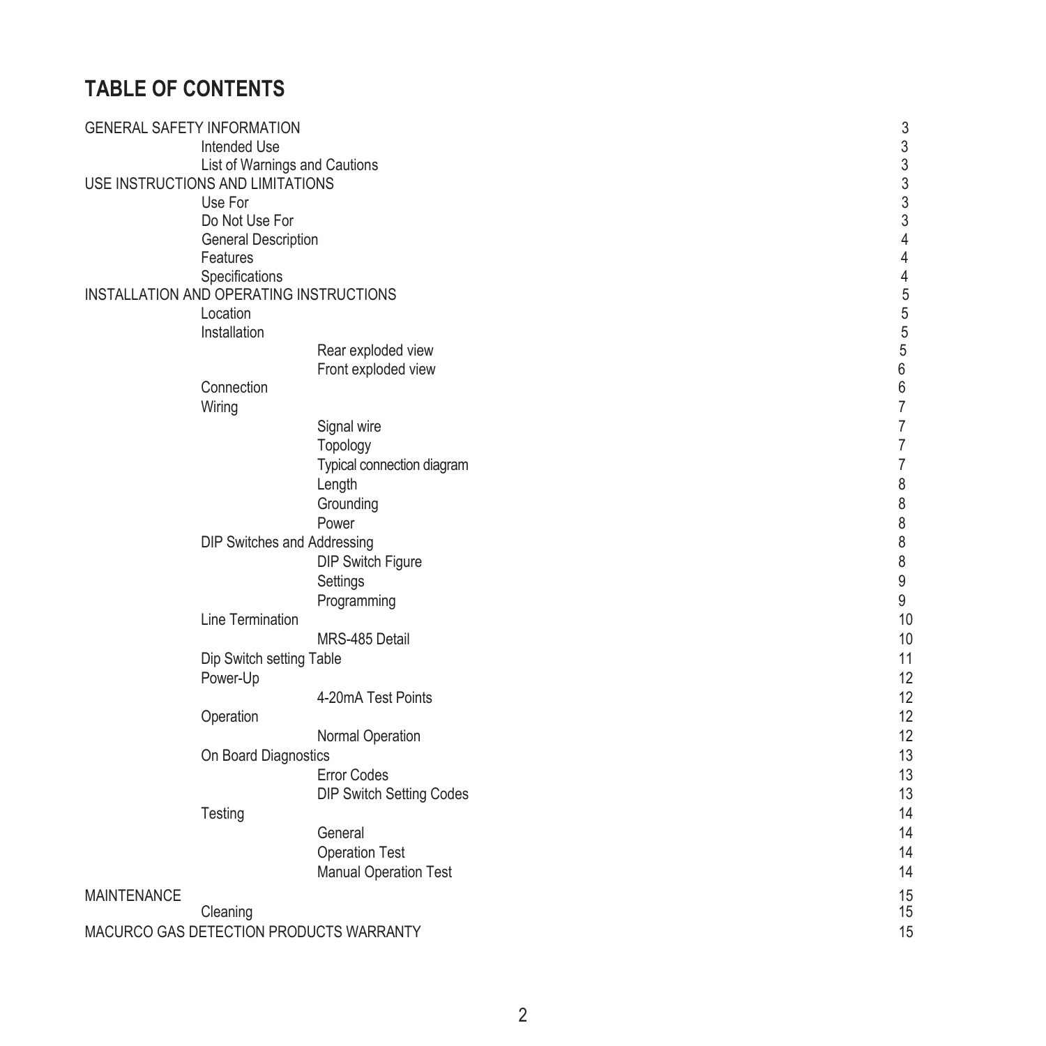# TABLE OF CONTENTS

- GENERAL SAFETY INFORMATION 3
  - Intended Use 3
  - List of Warnings and Cautions 3
- USE INSTRUCTIONS AND LIMITATIONS 3
  - Use For 3
  - Do Not Use For 3
  - General Description 4
  - Features 4
  - Specifications 4
- INSTALLATION AND OPERATING INSTRUCTIONS 5
  - Location 5
  - Installation 5
    - Rear exploded view 5
    - Front exploded view 6
  - Connection 6
  - Wiring 7
    - Signal wire 7
    - Topology 7
    - Typical connection diagram 7
    - Length 8
    - Grounding 8
    - Power 8
  - DIP Switches and Addressing 8
    - DIP Switch Figure 8
    - Settings 9
    - Programming 9
  - Line Termination 10
    - MRS-485 Detail 10
  - Dip Switch setting Table 11
  - Power-Up 12
    - 4-20mA Test Points 12
  - Operation 12
    - Normal Operation 12
  - On Board Diagnostics 13
    - Error Codes 13
    - DIP Switch Setting Codes 13
  - Testing 14
    - General 14
    - Operation Test 14
    - Manual Operation Test 14
- MAINTENANCE 15
  - Cleaning 15
- MACURCO GAS DETECTION PRODUCTS WARRANTY 15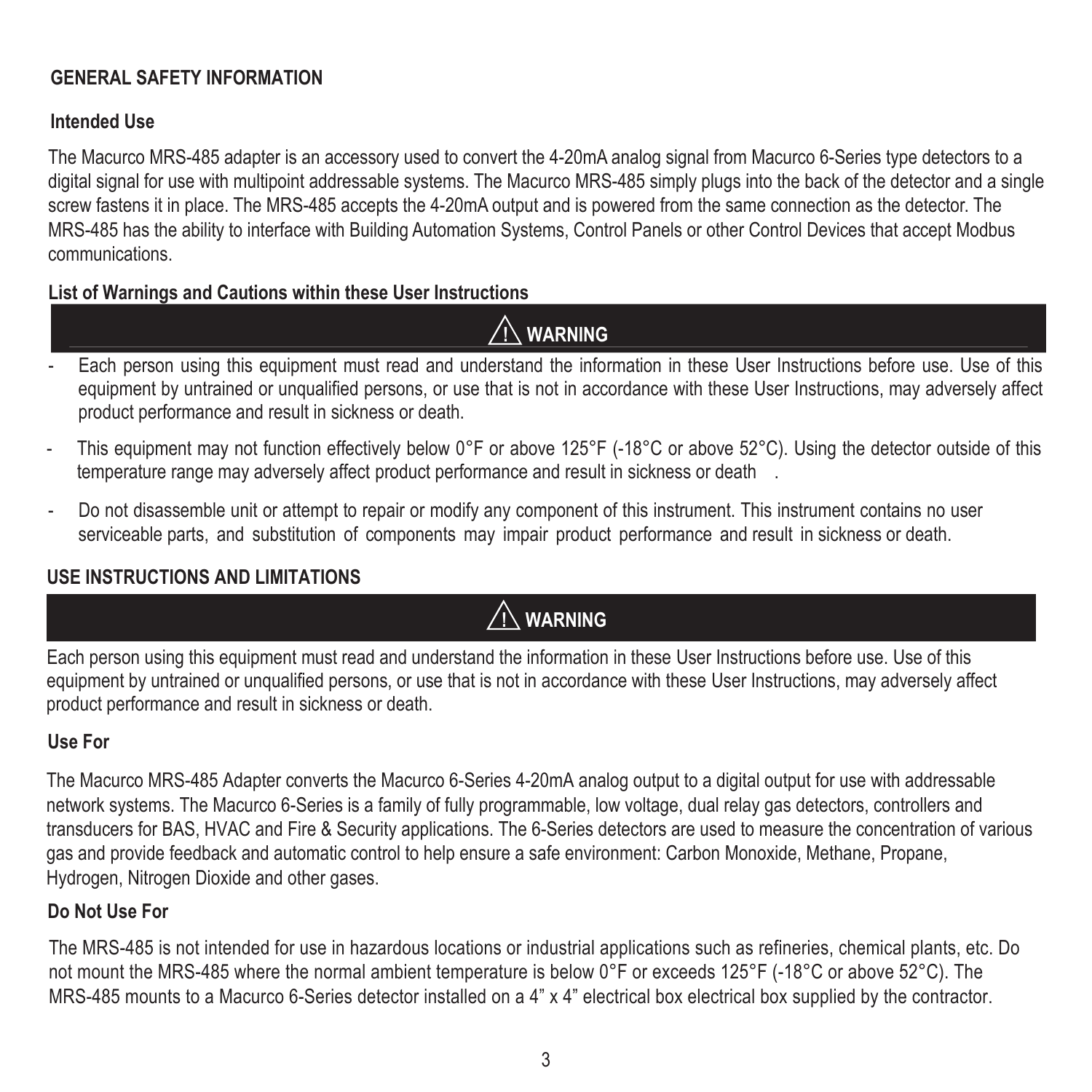## GENERAL SAFETY INFORMATION

### Intended Use

The Macurco MRS-485 adapter is an accessory used to convert the 4-20mA analog signal from Macurco 6-Series type detectors to a digital signal for use with multipoint addressable systems. The Macurco MRS-485 simply plugs into the back of the detector and a single screw fastens it in place. The MRS-485 accepts the 4-20mA output and is powered from the same connection as the detector. The MRS-485 has the ability to interface with Building Automation Systems, Control Panels or other Control Devices that accept Modbus communications.

### List of Warnings and Cautions within these User Instructions

**⚠ WARNING**

- Each person using this equipment must read and understand the information in these User Instructions before use. Use of this equipment by untrained or unqualified persons, or use that is not in accordance with these User Instructions, may adversely affect product performance and result in sickness or death.
- This equipment may not function effectively below 0°F or above 125°F (-18°C or above 52°C). Using the detector outside of this temperature range may adversely affect product performance and result in sickness or death .
- Do not disassemble unit or attempt to repair or modify any component of this instrument. This instrument contains no user serviceable parts, and substitution of components may impair product performance and result in sickness or death.

## USE INSTRUCTIONS AND LIMITATIONS

**⚠ WARNING**

Each person using this equipment must read and understand the information in these User Instructions before use. Use of this equipment by untrained or unqualified persons, or use that is not in accordance with these User Instructions, may adversely affect product performance and result in sickness or death.

### Use For

The Macurco MRS-485 Adapter converts the Macurco 6-Series 4-20mA analog output to a digital output for use with addressable network systems. The Macurco 6-Series is a family of fully programmable, low voltage, dual relay gas detectors, controllers and transducers for BAS, HVAC and Fire & Security applications. The 6-Series detectors are used to measure the concentration of various gas and provide feedback and automatic control to help ensure a safe environment: Carbon Monoxide, Methane, Propane, Hydrogen, Nitrogen Dioxide and other gases.

### Do Not Use For

The MRS-485 is not intended for use in hazardous locations or industrial applications such as refineries, chemical plants, etc. Do not mount the MRS-485 where the normal ambient temperature is below 0°F or exceeds 125°F (-18°C or above 52°C). The MRS-485 mounts to a Macurco 6-Series detector installed on a 4" x 4" electrical box electrical box supplied by the contractor.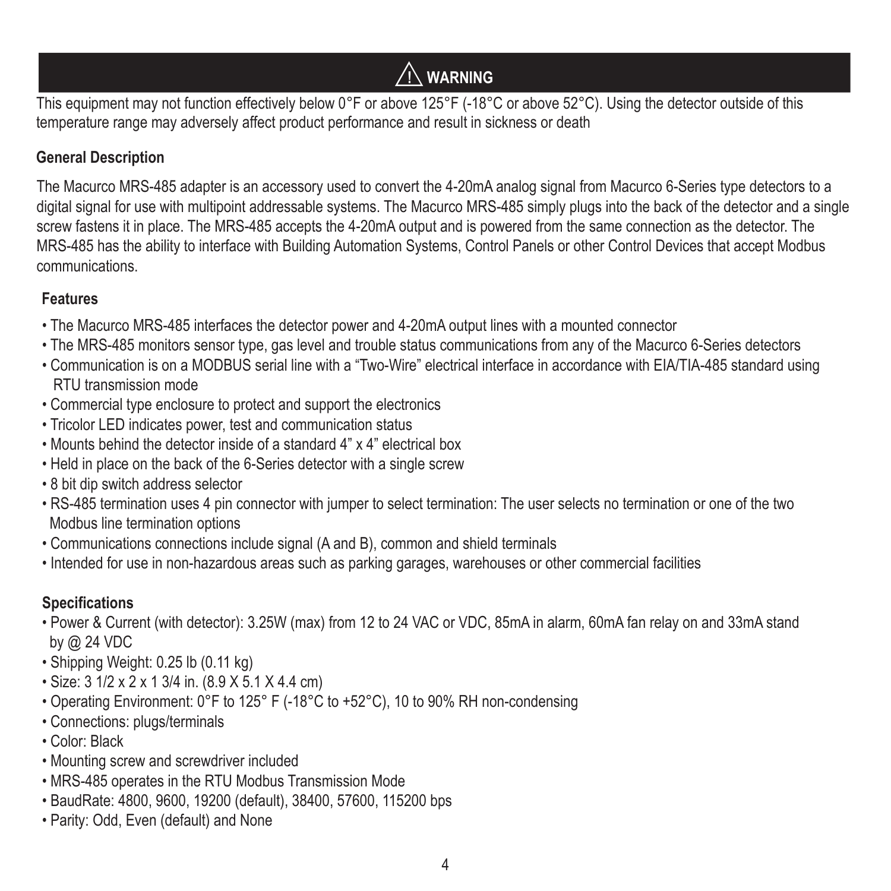## ⚠ WARNING

This equipment may not function effectively below 0°F or above 125°F (-18°C or above 52°C). Using the detector outside of this temperature range may adversely affect product performance and result in sickness or death

### General Description

The Macurco MRS-485 adapter is an accessory used to convert the 4-20mA analog signal from Macurco 6-Series type detectors to a digital signal for use with multipoint addressable systems. The Macurco MRS-485 simply plugs into the back of the detector and a single screw fastens it in place. The MRS-485 accepts the 4-20mA output and is powered from the same connection as the detector. The MRS-485 has the ability to interface with Building Automation Systems, Control Panels or other Control Devices that accept Modbus communications.

### Features

- The Macurco MRS-485 interfaces the detector power and 4-20mA output lines with a mounted connector
- The MRS-485 monitors sensor type, gas level and trouble status communications from any of the Macurco 6-Series detectors
- Communication is on a MODBUS serial line with a "Two-Wire" electrical interface in accordance with EIA/TIA-485 standard using RTU transmission mode
- Commercial type enclosure to protect and support the electronics
- Tricolor LED indicates power, test and communication status
- Mounts behind the detector inside of a standard 4" x 4" electrical box
- Held in place on the back of the 6-Series detector with a single screw
- 8 bit dip switch address selector
- RS-485 termination uses 4 pin connector with jumper to select termination: The user selects no termination or one of the two Modbus line termination options
- Communications connections include signal (A and B), common and shield terminals
- Intended for use in non-hazardous areas such as parking garages, warehouses or other commercial facilities

### Specifications

- Power & Current (with detector): 3.25W (max) from 12 to 24 VAC or VDC, 85mA in alarm, 60mA fan relay on and 33mA stand by @ 24 VDC
- Shipping Weight: 0.25 lb (0.11 kg)
- Size: 3 1/2 x 2 x 1 3/4 in. (8.9 X 5.1 X 4.4 cm)
- Operating Environment: 0°F to 125° F (-18°C to +52°C), 10 to 90% RH non-condensing
- Connections: plugs/terminals
- Color: Black
- Mounting screw and screwdriver included
- MRS-485 operates in the RTU Modbus Transmission Mode
- BaudRate: 4800, 9600, 19200 (default), 38400, 57600, 115200 bps
- Parity: Odd, Even (default) and None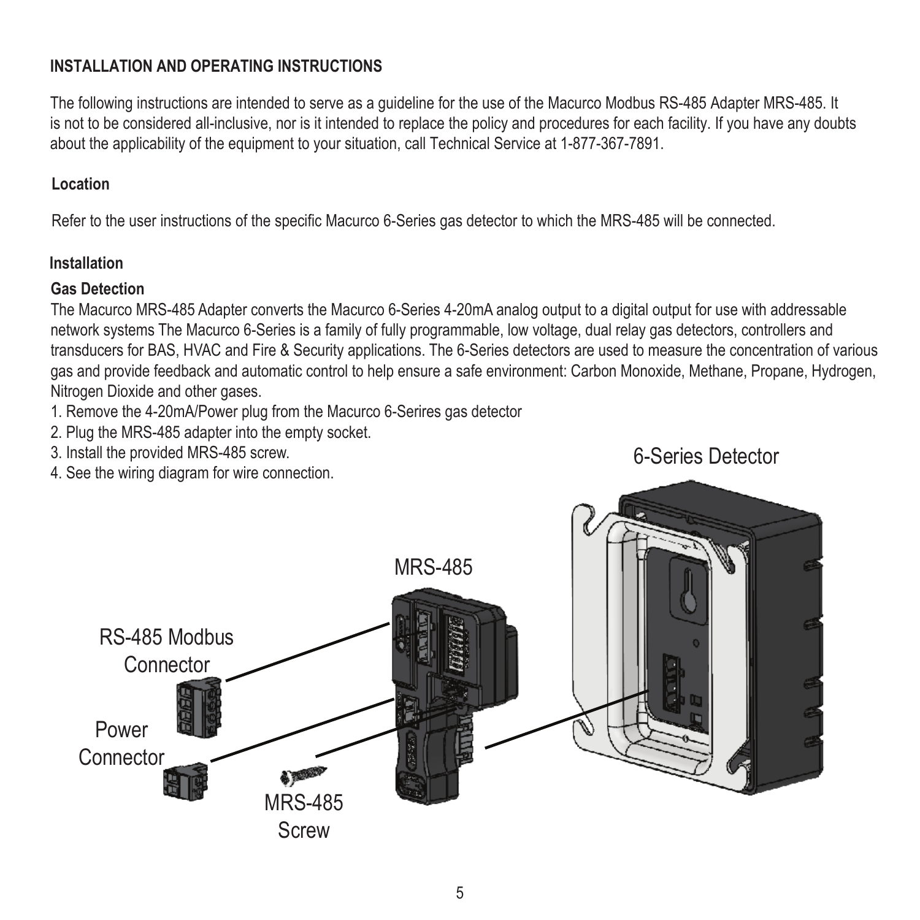## INSTALLATION AND OPERATING INSTRUCTIONS

The following instructions are intended to serve as a guideline for the use of the Macurco Modbus RS-485 Adapter MRS-485. It is not to be considered all-inclusive, nor is it intended to replace the policy and procedures for each facility. If you have any doubts about the applicability of the equipment to your situation, call Technical Service at 1-877-367-7891.

### Location

Refer to the user instructions of the specific Macurco 6-Series gas detector to which the MRS-485 will be connected.

### Installation

#### Gas Detection

The Macurco MRS-485 Adapter converts the Macurco 6-Series 4-20mA analog output to a digital output for use with addressable network systems The Macurco 6-Series is a family of fully programmable, low voltage, dual relay gas detectors, controllers and transducers for BAS, HVAC and Fire & Security applications. The 6-Series detectors are used to measure the concentration of various gas and provide feedback and automatic control to help ensure a safe environment: Carbon Monoxide, Methane, Propane, Hydrogen, Nitrogen Dioxide and other gases.

1. Remove the 4-20mA/Power plug from the Macurco 6-Serires gas detector
2. Plug the MRS-485 adapter into the empty socket.
3. Install the provided MRS-485 screw.
4. See the wiring diagram for wire connection.

6-Series Detector

MRS-485

RS-485 Modbus Connector

Power Connector

MRS-485 Screw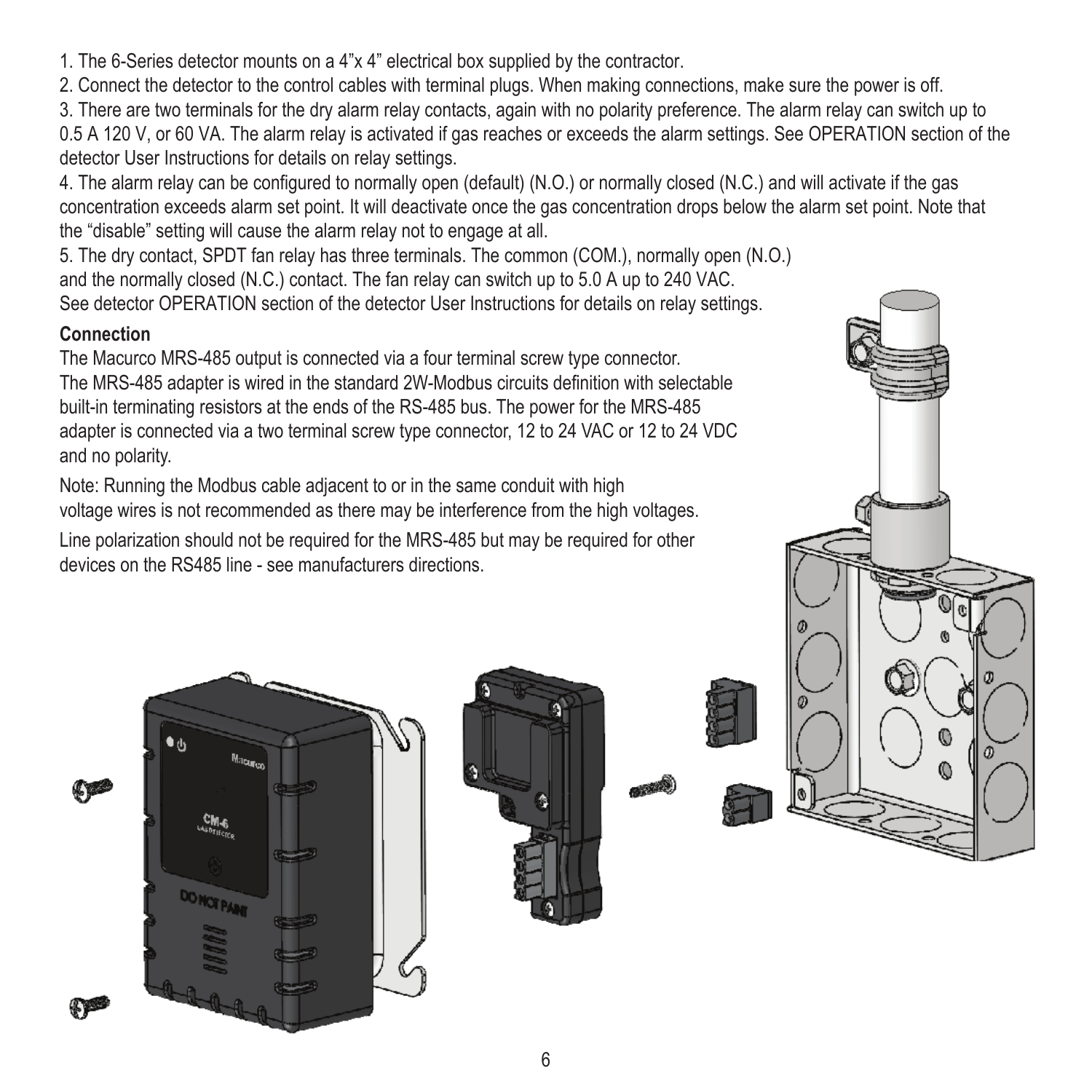1. The 6-Series detector mounts on a 4"x 4" electrical box supplied by the contractor.
2. Connect the detector to the control cables with terminal plugs. When making connections, make sure the power is off.
3. There are two terminals for the dry alarm relay contacts, again with no polarity preference. The alarm relay can switch up to 0.5 A 120 V, or 60 VA. The alarm relay is activated if gas reaches or exceeds the alarm settings. See OPERATION section of the detector User Instructions for details on relay settings.
4. The alarm relay can be configured to normally open (default) (N.O.) or normally closed (N.C.) and will activate if the gas concentration exceeds alarm set point. It will deactivate once the gas concentration drops below the alarm set point. Note that the "disable" setting will cause the alarm relay not to engage at all.
5. The dry contact, SPDT fan relay has three terminals. The common (COM.), normally open (N.O.) and the normally closed (N.C.) contact. The fan relay can switch up to 5.0 A up to 240 VAC. See detector OPERATION section of the detector User Instructions for details on relay settings.

**Connection**

The Macurco MRS-485 output is connected via a four terminal screw type connector. The MRS-485 adapter is wired in the standard 2W-Modbus circuits definition with selectable built-in terminating resistors at the ends of the RS-485 bus. The power for the MRS-485 adapter is connected via a two terminal screw type connector, 12 to 24 VAC or 12 to 24 VDC and no polarity.

Note: Running the Modbus cable adjacent to or in the same conduit with high voltage wires is not recommended as there may be interference from the high voltages.

Line polarization should not be required for the MRS-485 but may be required for other devices on the RS485 line - see manufacturers directions.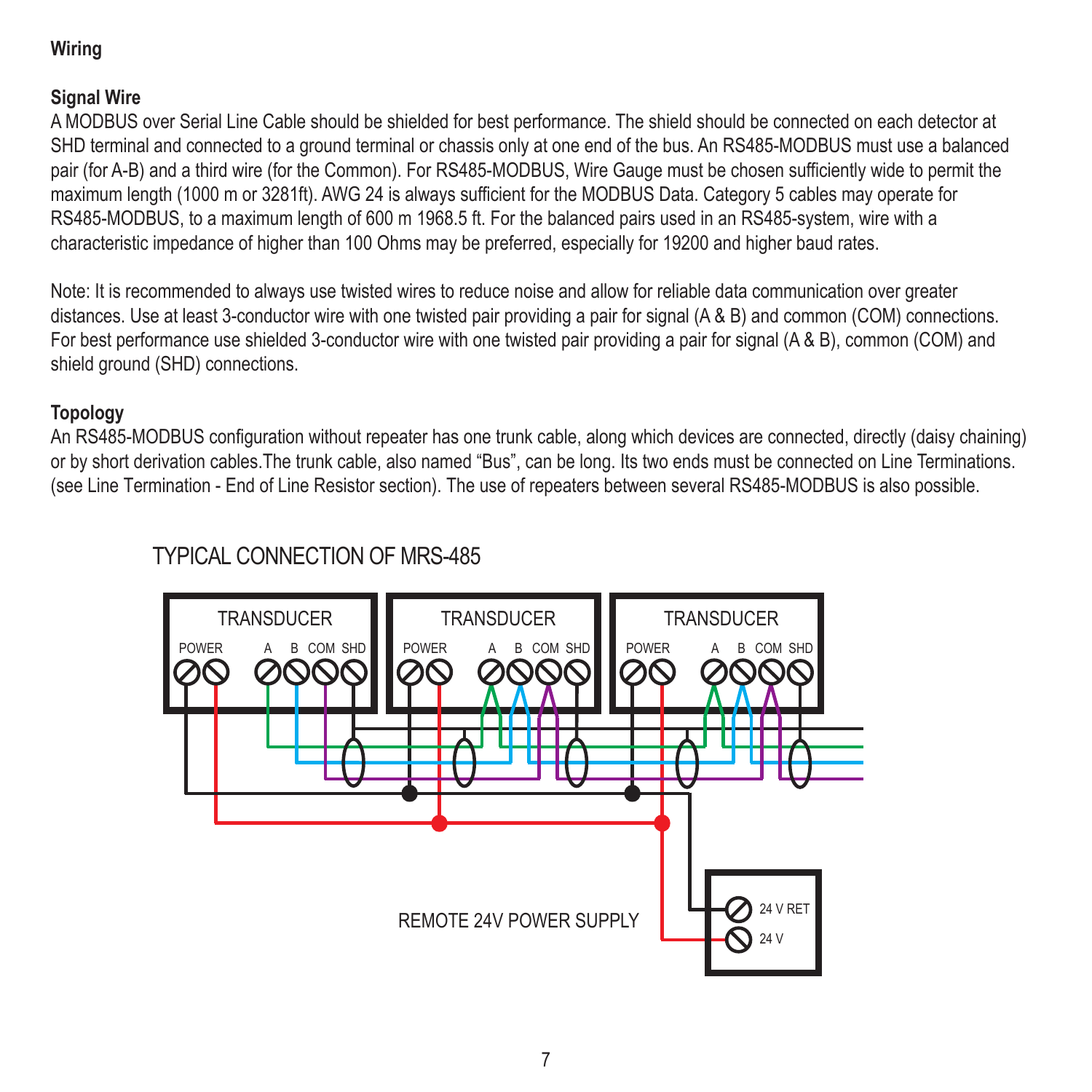## Wiring

### Signal Wire

A MODBUS over Serial Line Cable should be shielded for best performance. The shield should be connected on each detector at SHD terminal and connected to a ground terminal or chassis only at one end of the bus. An RS485-MODBUS must use a balanced pair (for A-B) and a third wire (for the Common). For RS485-MODBUS, Wire Gauge must be chosen sufficiently wide to permit the maximum length (1000 m or 3281ft). AWG 24 is always sufficient for the MODBUS Data. Category 5 cables may operate for RS485-MODBUS, to a maximum length of 600 m 1968.5 ft. For the balanced pairs used in an RS485-system, wire with a characteristic impedance of higher than 100 Ohms may be preferred, especially for 19200 and higher baud rates.

Note: It is recommended to always use twisted wires to reduce noise and allow for reliable data communication over greater distances. Use at least 3-conductor wire with one twisted pair providing a pair for signal (A & B) and common (COM) connections. For best performance use shielded 3-conductor wire with one twisted pair providing a pair for signal (A & B), common (COM) and shield ground (SHD) connections.

### Topology

An RS485-MODBUS configuration without repeater has one trunk cable, along which devices are connected, directly (daisy chaining) or by short derivation cables.The trunk cable, also named "Bus", can be long. Its two ends must be connected on Line Terminations. (see Line Termination - End of Line Resistor section). The use of repeaters between several RS485-MODBUS is also possible.

TYPICAL CONNECTION OF MRS-485

TRANSDUCER — POWER, A, B, COM, SHD

TRANSDUCER — POWER, A, B, COM, SHD

TRANSDUCER — POWER, A, B, COM, SHD

REMOTE 24V POWER SUPPLY — 24 V RET, 24 V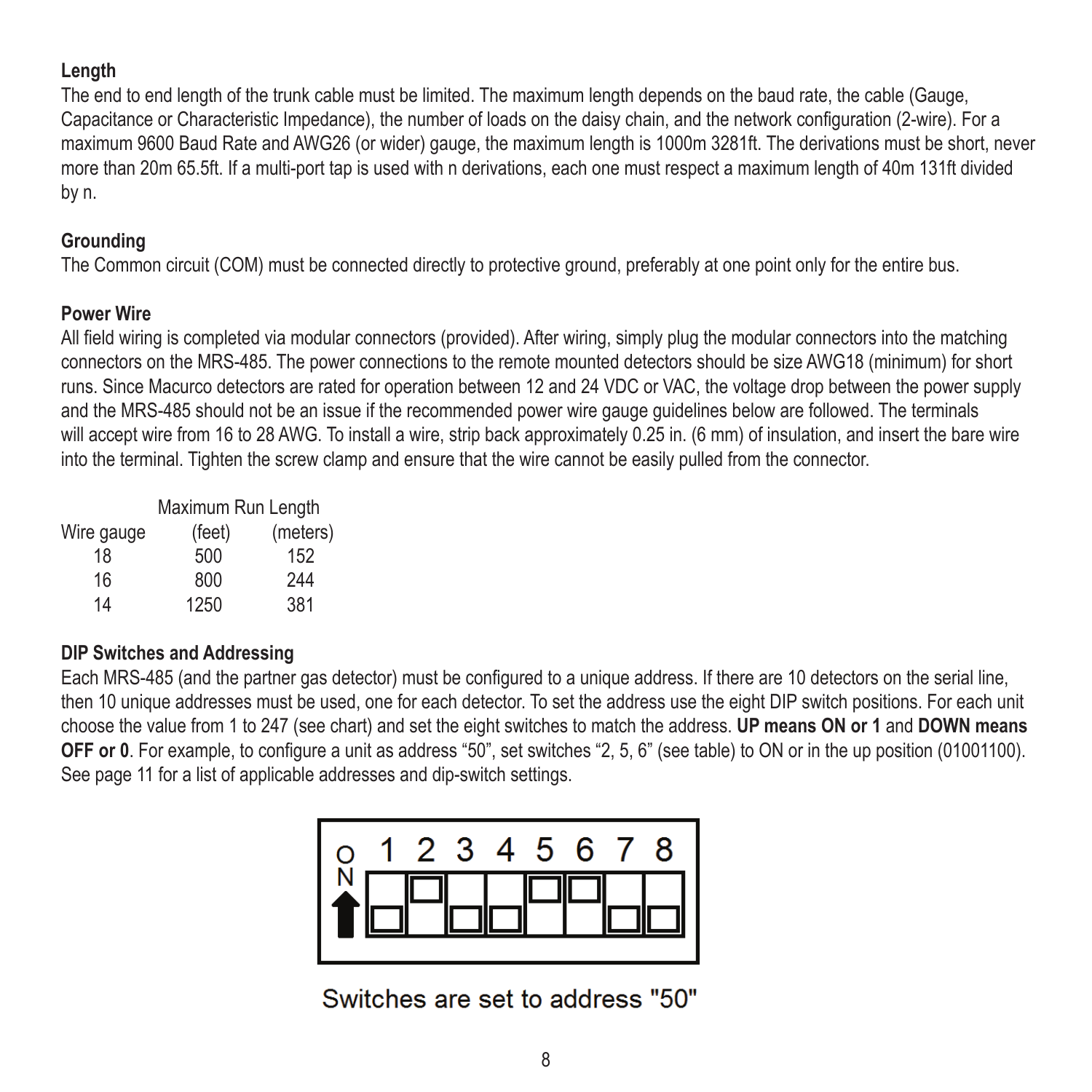### Length

The end to end length of the trunk cable must be limited. The maximum length depends on the baud rate, the cable (Gauge, Capacitance or Characteristic Impedance), the number of loads on the daisy chain, and the network configuration (2-wire). For a maximum 9600 Baud Rate and AWG26 (or wider) gauge, the maximum length is 1000m 3281ft. The derivations must be short, never more than 20m 65.5ft. If a multi-port tap is used with n derivations, each one must respect a maximum length of 40m 131ft divided by n.

### Grounding

The Common circuit (COM) must be connected directly to protective ground, preferably at one point only for the entire bus.

### Power Wire

All field wiring is completed via modular connectors (provided). After wiring, simply plug the modular connectors into the matching connectors on the MRS-485. The power connections to the remote mounted detectors should be size AWG18 (minimum) for short runs. Since Macurco detectors are rated for operation between 12 and 24 VDC or VAC, the voltage drop between the power supply and the MRS-485 should not be an issue if the recommended power wire gauge guidelines below are followed. The terminals will accept wire from 16 to 28 AWG. To install a wire, strip back approximately 0.25 in. (6 mm) of insulation, and insert the bare wire into the terminal. Tighten the screw clamp and ensure that the wire cannot be easily pulled from the connector.

| | Maximum Run Length | |
|---|---|---|
| Wire gauge | (feet) | (meters) |
| 18 | 500 | 152 |
| 16 | 800 | 244 |
| 14 | 1250 | 381 |

### DIP Switches and Addressing

Each MRS-485 (and the partner gas detector) must be configured to a unique address. If there are 10 detectors on the serial line, then 10 unique addresses must be used, one for each detector. To set the address use the eight DIP switch positions. For each unit choose the value from 1 to 247 (see chart) and set the eight switches to match the address. **UP means ON or 1** and **DOWN means OFF or 0**. For example, to configure a unit as address "50", set switches "2, 5, 6" (see table) to ON or in the up position (01001100). See page 11 for a list of applicable addresses and dip-switch settings.

Switches are set to address "50"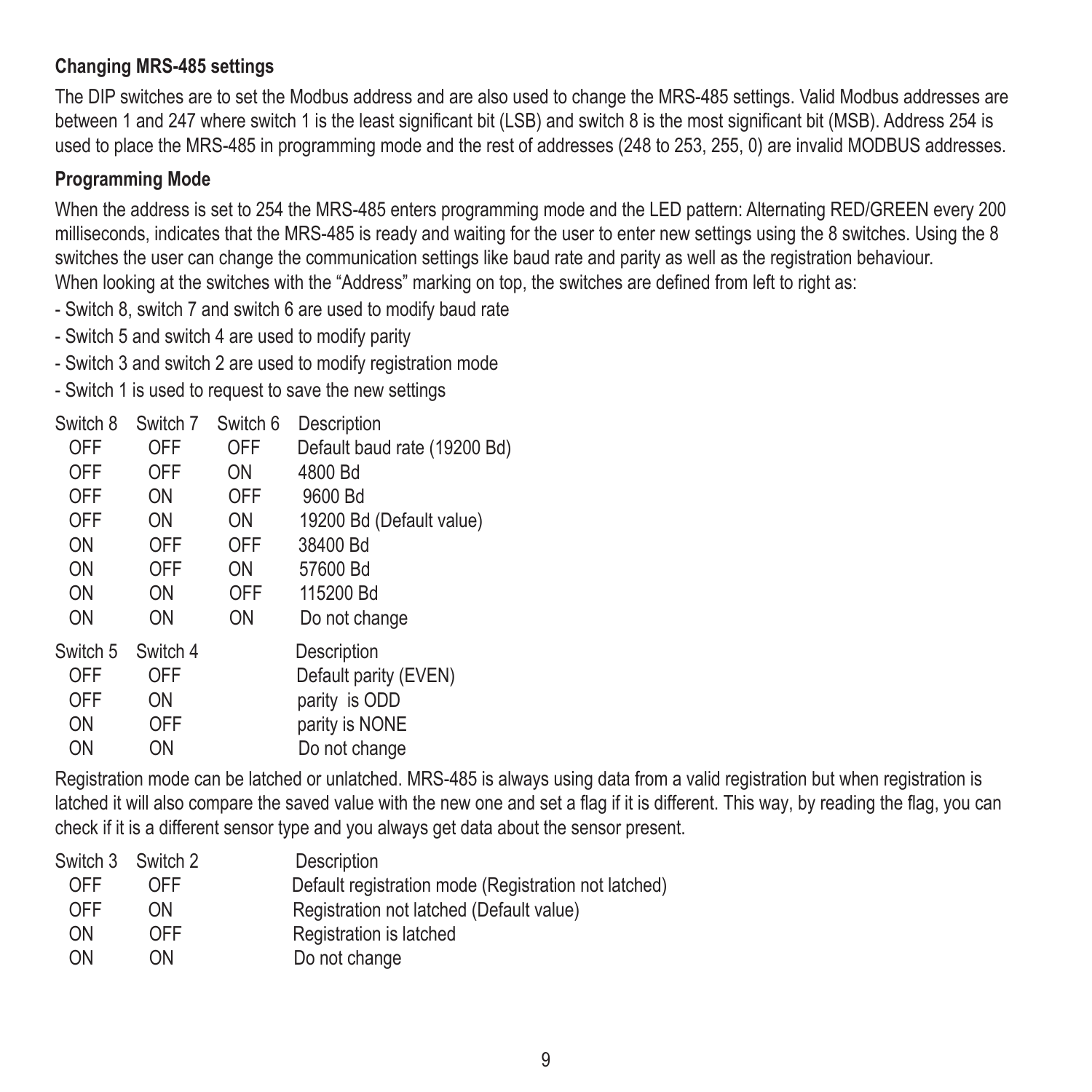### Changing MRS-485 settings

The DIP switches are to set the Modbus address and are also used to change the MRS-485 settings. Valid Modbus addresses are between 1 and 247 where switch 1 is the least significant bit (LSB) and switch 8 is the most significant bit (MSB). Address 254 is used to place the MRS-485 in programming mode and the rest of addresses (248 to 253, 255, 0) are invalid MODBUS addresses.

### Programming Mode

When the address is set to 254 the MRS-485 enters programming mode and the LED pattern: Alternating RED/GREEN every 200 milliseconds, indicates that the MRS-485 is ready and waiting for the user to enter new settings using the 8 switches. Using the 8 switches the user can change the communication settings like baud rate and parity as well as the registration behaviour.
When looking at the switches with the "Address" marking on top, the switches are defined from left to right as:

- Switch 8, switch 7 and switch 6 are used to modify baud rate
- Switch 5 and switch 4 are used to modify parity
- Switch 3 and switch 2 are used to modify registration mode
- Switch 1 is used to request to save the new settings

| Switch 8 | Switch 7 | Switch 6 | Description |
|---|---|---|---|
| OFF | OFF | OFF | Default baud rate (19200 Bd) |
| OFF | OFF | ON | 4800 Bd |
| OFF | ON | OFF | 9600 Bd |
| OFF | ON | ON | 19200 Bd (Default value) |
| ON | OFF | OFF | 38400 Bd |
| ON | OFF | ON | 57600 Bd |
| ON | ON | OFF | 115200 Bd |
| ON | ON | ON | Do not change |

| Switch 5 | Switch 4 | Description |
|---|---|---|
| OFF | OFF | Default parity (EVEN) |
| OFF | ON | parity is ODD |
| ON | OFF | parity is NONE |
| ON | ON | Do not change |

Registration mode can be latched or unlatched. MRS-485 is always using data from a valid registration but when registration is latched it will also compare the saved value with the new one and set a flag if it is different. This way, by reading the flag, you can check if it is a different sensor type and you always get data about the sensor present.

| Switch 3 | Switch 2 | Description |
|---|---|---|
| OFF | OFF | Default registration mode (Registration not latched) |
| OFF | ON | Registration not latched (Default value) |
| ON | OFF | Registration is latched |
| ON | ON | Do not change |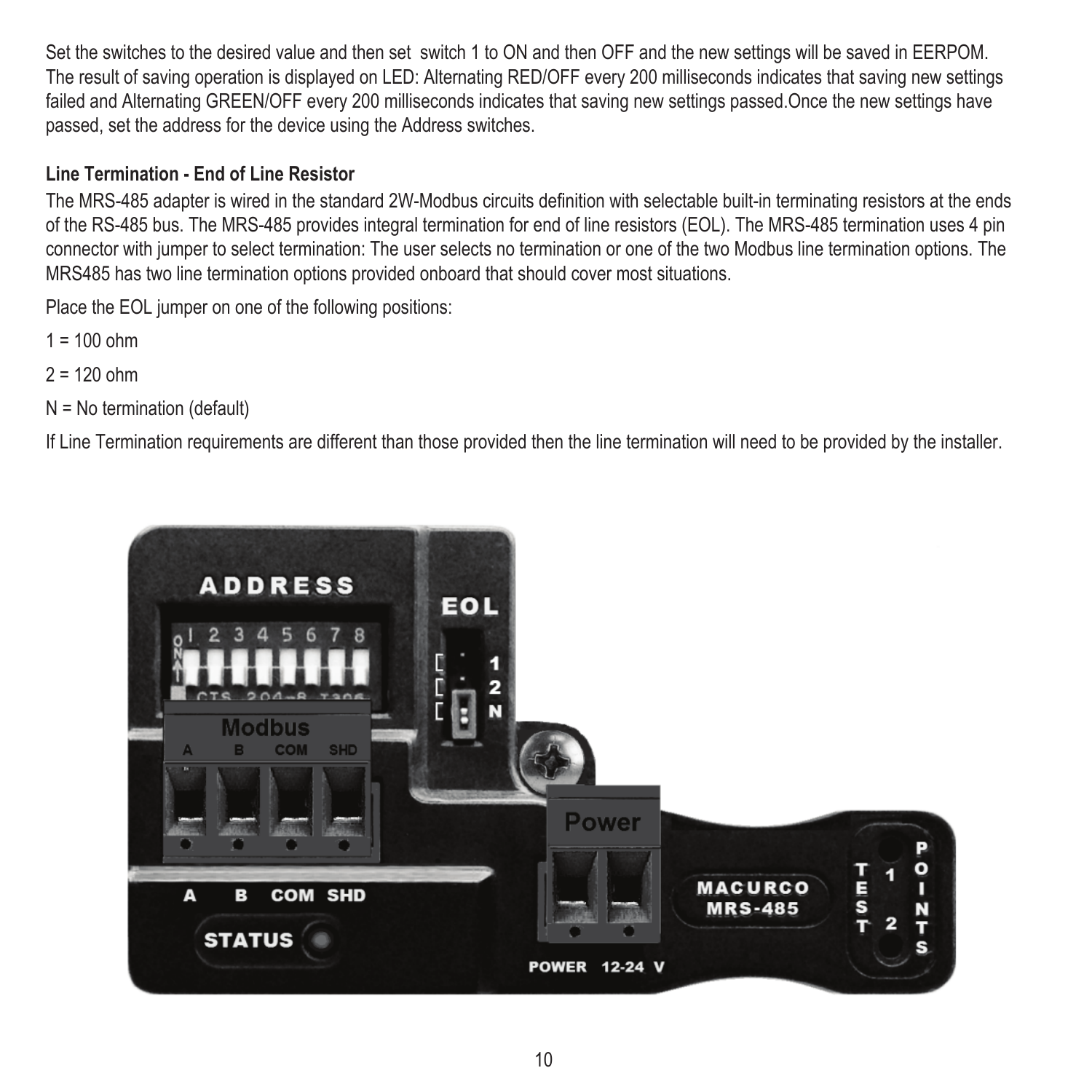Set the switches to the desired value and then set switch 1 to ON and then OFF and the new settings will be saved in EERPOM. The result of saving operation is displayed on LED: Alternating RED/OFF every 200 milliseconds indicates that saving new settings failed and Alternating GREEN/OFF every 200 milliseconds indicates that saving new settings passed.Once the new settings have passed, set the address for the device using the Address switches.

**Line Termination - End of Line Resistor**

The MRS-485 adapter is wired in the standard 2W-Modbus circuits definition with selectable built-in terminating resistors at the ends of the RS-485 bus. The MRS-485 provides integral termination for end of line resistors (EOL). The MRS-485 termination uses 4 pin connector with jumper to select termination: The user selects no termination or one of the two Modbus line termination options. The MRS485 has two line termination options provided onboard that should cover most situations.

Place the EOL jumper on one of the following positions:

1 = 100 ohm

2 = 120 ohm

N = No termination (default)

If Line Termination requirements are different than those provided then the line termination will need to be provided by the installer.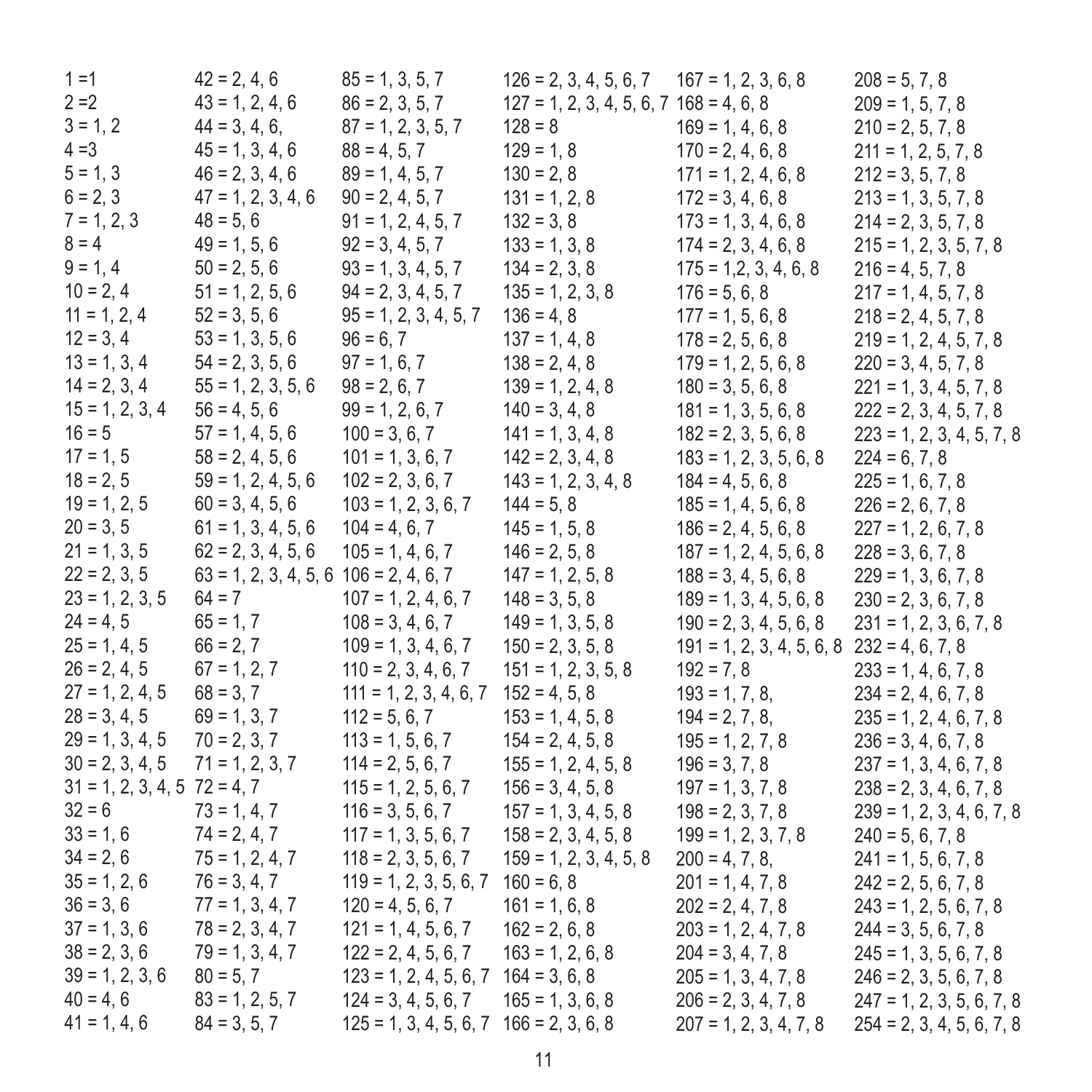1 =1
2 =2
3 = 1, 2
4 =3
5 = 1, 3
6 = 2, 3
7 = 1, 2, 3
8 = 4
9 = 1, 4
10 = 2, 4
11 = 1, 2, 4
12 = 3, 4
13 = 1, 3, 4
14 = 2, 3, 4
15 = 1, 2, 3, 4
16 = 5
17 = 1, 5
18 = 2, 5
19 = 1, 2, 5
20 = 3, 5
21 = 1, 3, 5
22 = 2, 3, 5
23 = 1, 2, 3, 5
24 = 4, 5
25 = 1, 4, 5
26 = 2, 4, 5
27 = 1, 2, 4, 5
28 = 3, 4, 5
29 = 1, 3, 4, 5
30 = 2, 3, 4, 5
31 = 1, 2, 3, 4, 5
32 = 6
33 = 1, 6
34 = 2, 6
35 = 1, 2, 6
36 = 3, 6
37 = 1, 3, 6
38 = 2, 3, 6
39 = 1, 2, 3, 6
40 = 4, 6
41 = 1, 4, 6
42 = 2, 4, 6
43 = 1, 2, 4, 6
44 = 3, 4, 6,
45 = 1, 3, 4, 6
46 = 2, 3, 4, 6
47 = 1, 2, 3, 4, 6
48 = 5, 6
49 = 1, 5, 6
50 = 2, 5, 6
51 = 1, 2, 5, 6
52 = 3, 5, 6
53 = 1, 3, 5, 6
54 = 2, 3, 5, 6
55 = 1, 2, 3, 5, 6
56 = 4, 5, 6
57 = 1, 4, 5, 6
58 = 2, 4, 5, 6
59 = 1, 2, 4, 5, 6
60 = 3, 4, 5, 6
61 = 1, 3, 4, 5, 6
62 = 2, 3, 4, 5, 6
63 = 1, 2, 3, 4, 5, 6
64 = 7
65 = 1, 7
66 = 2, 7
67 = 1, 2, 7
68 = 3, 7
69 = 1, 3, 7
70 = 2, 3, 7
71 = 1, 2, 3, 7
72 = 4, 7
73 = 1, 4, 7
74 = 2, 4, 7
75 = 1, 2, 4, 7
76 = 3, 4, 7
77 = 1, 3, 4, 7
78 = 2, 3, 4, 7
79 = 1, 3, 4, 7
80 = 5, 7
83 = 1, 2, 5, 7
84 = 3, 5, 7
85 = 1, 3, 5, 7
86 = 2, 3, 5, 7
87 = 1, 2, 3, 5, 7
88 = 4, 5, 7
89 = 1, 4, 5, 7
90 = 2, 4, 5, 7
91 = 1, 2, 4, 5, 7
92 = 3, 4, 5, 7
93 = 1, 3, 4, 5, 7
94 = 2, 3, 4, 5, 7
95 = 1, 2, 3, 4, 5, 7
96 = 6, 7
97 = 1, 6, 7
98 = 2, 6, 7
99 = 1, 2, 6, 7
100 = 3, 6, 7
101 = 1, 3, 6, 7
102 = 2, 3, 6, 7
103 = 1, 2, 3, 6, 7
104 = 4, 6, 7
105 = 1, 4, 6, 7
106 = 2, 4, 6, 7
107 = 1, 2, 4, 6, 7
108 = 3, 4, 6, 7
109 = 1, 3, 4, 6, 7
110 = 2, 3, 4, 6, 7
111 = 1, 2, 3, 4, 6, 7
112 = 5, 6, 7
113 = 1, 5, 6, 7
114 = 2, 5, 6, 7
115 = 1, 2, 5, 6, 7
116 = 3, 5, 6, 7
117 = 1, 3, 5, 6, 7
118 = 2, 3, 5, 6, 7
119 = 1, 2, 3, 5, 6, 7
120 = 4, 5, 6, 7
121 = 1, 4, 5, 6, 7
122 = 2, 4, 5, 6, 7
123 = 1, 2, 4, 5, 6, 7
124 = 3, 4, 5, 6, 7
125 = 1, 3, 4, 5, 6, 7
126 = 2, 3, 4, 5, 6, 7
127 = 1, 2, 3, 4, 5, 6, 7
128 = 8
129 = 1, 8
130 = 2, 8
131 = 1, 2, 8
132 = 3, 8
133 = 1, 3, 8
134 = 2, 3, 8
135 = 1, 2, 3, 8
136 = 4, 8
137 = 1, 4, 8
138 = 2, 4, 8
139 = 1, 2, 4, 8
140 = 3, 4, 8
141 = 1, 3, 4, 8
142 = 2, 3, 4, 8
143 = 1, 2, 3, 4, 8
144 = 5, 8
145 = 1, 5, 8
146 = 2, 5, 8
147 = 1, 2, 5, 8
148 = 3, 5, 8
149 = 1, 3, 5, 8
150 = 2, 3, 5, 8
151 = 1, 2, 3, 5, 8
152 = 4, 5, 8
153 = 1, 4, 5, 8
154 = 2, 4, 5, 8
155 = 1, 2, 4, 5, 8
156 = 3, 4, 5, 8
157 = 1, 3, 4, 5, 8
158 = 2, 3, 4, 5, 8
159 = 1, 2, 3, 4, 5, 8
160 = 6, 8
161 = 1, 6, 8
162 = 2, 6, 8
163 = 1, 2, 6, 8
164 = 3, 6, 8
165 = 1, 3, 6, 8
166 = 2, 3, 6, 8
167 = 1, 2, 3, 6, 8
168 = 4, 6, 8
169 = 1, 4, 6, 8
170 = 2, 4, 6, 8
171 = 1, 2, 4, 6, 8
172 = 3, 4, 6, 8
173 = 1, 3, 4, 6, 8
174 = 2, 3, 4, 6, 8
175 = 1,2, 3, 4, 6, 8
176 = 5, 6, 8
177 = 1, 5, 6, 8
178 = 2, 5, 6, 8
179 = 1, 2, 5, 6, 8
180 = 3, 5, 6, 8
181 = 1, 3, 5, 6, 8
182 = 2, 3, 5, 6, 8
183 = 1, 2, 3, 5, 6, 8
184 = 4, 5, 6, 8
185 = 1, 4, 5, 6, 8
186 = 2, 4, 5, 6, 8
187 = 1, 2, 4, 5, 6, 8
188 = 3, 4, 5, 6, 8
189 = 1, 3, 4, 5, 6, 8
190 = 2, 3, 4, 5, 6, 8
191 = 1, 2, 3, 4, 5, 6, 8
192 = 7, 8
193 = 1, 7, 8,
194 = 2, 7, 8,
195 = 1, 2, 7, 8
196 = 3, 7, 8
197 = 1, 3, 7, 8
198 = 2, 3, 7, 8
199 = 1, 2, 3, 7, 8
200 = 4, 7, 8,
201 = 1, 4, 7, 8
202 = 2, 4, 7, 8
203 = 1, 2, 4, 7, 8
204 = 3, 4, 7, 8
205 = 1, 3, 4, 7, 8
206 = 2, 3, 4, 7, 8
207 = 1, 2, 3, 4, 7, 8
208 = 5, 7, 8
209 = 1, 5, 7, 8
210 = 2, 5, 7, 8
211 = 1, 2, 5, 7, 8
212 = 3, 5, 7, 8
213 = 1, 3, 5, 7, 8
214 = 2, 3, 5, 7, 8
215 = 1, 2, 3, 5, 7, 8
216 = 4, 5, 7, 8
217 = 1, 4, 5, 7, 8
218 = 2, 4, 5, 7, 8
219 = 1, 2, 4, 5, 7, 8
220 = 3, 4, 5, 7, 8
221 = 1, 3, 4, 5, 7, 8
222 = 2, 3, 4, 5, 7, 8
223 = 1, 2, 3, 4, 5, 7, 8
224 = 6, 7, 8
225 = 1, 6, 7, 8
226 = 2, 6, 7, 8
227 = 1, 2, 6, 7, 8
228 = 3, 6, 7, 8
229 = 1, 3, 6, 7, 8
230 = 2, 3, 6, 7, 8
231 = 1, 2, 3, 6, 7, 8
232 = 4, 6, 7, 8
233 = 1, 4, 6, 7, 8
234 = 2, 4, 6, 7, 8
235 = 1, 2, 4, 6, 7, 8
236 = 3, 4, 6, 7, 8
237 = 1, 3, 4, 6, 7, 8
238 = 2, 3, 4, 6, 7, 8
239 = 1, 2, 3, 4, 6, 7, 8
240 = 5, 6, 7, 8
241 = 1, 5, 6, 7, 8
242 = 2, 5, 6, 7, 8
243 = 1, 2, 5, 6, 7, 8
244 = 3, 5, 6, 7, 8
245 = 1, 3, 5, 6, 7, 8
246 = 2, 3, 5, 6, 7, 8
247 = 1, 2, 3, 5, 6, 7, 8
254 = 2, 3, 4, 5, 6, 7, 8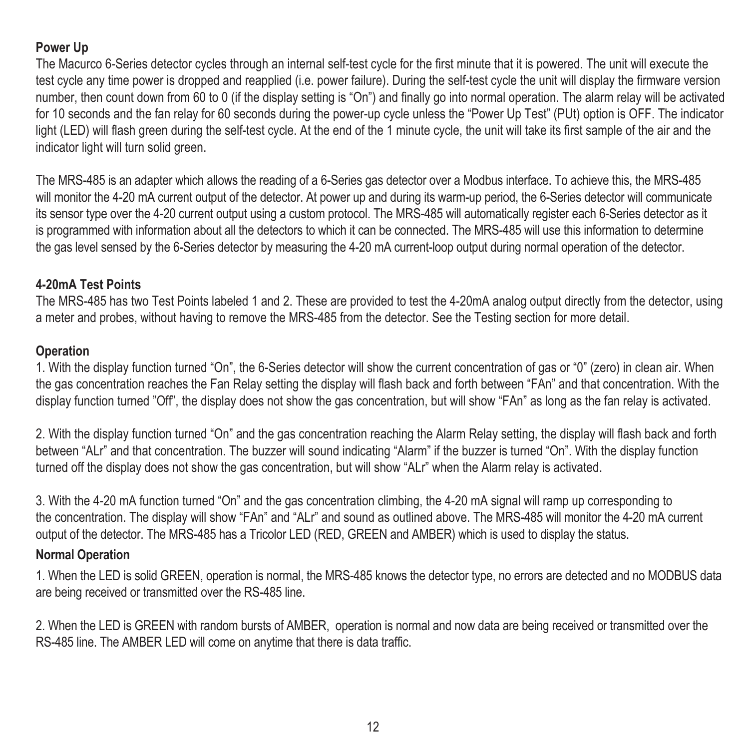**Power Up**

The Macurco 6-Series detector cycles through an internal self-test cycle for the first minute that it is powered. The unit will execute the test cycle any time power is dropped and reapplied (i.e. power failure). During the self-test cycle the unit will display the firmware version number, then count down from 60 to 0 (if the display setting is "On") and finally go into normal operation. The alarm relay will be activated for 10 seconds and the fan relay for 60 seconds during the power-up cycle unless the "Power Up Test" (PUt) option is OFF. The indicator light (LED) will flash green during the self-test cycle. At the end of the 1 minute cycle, the unit will take its first sample of the air and the indicator light will turn solid green.

The MRS-485 is an adapter which allows the reading of a 6-Series gas detector over a Modbus interface. To achieve this, the MRS-485 will monitor the 4-20 mA current output of the detector. At power up and during its warm-up period, the 6-Series detector will communicate its sensor type over the 4-20 current output using a custom protocol. The MRS-485 will automatically register each 6-Series detector as it is programmed with information about all the detectors to which it can be connected. The MRS-485 will use this information to determine the gas level sensed by the 6-Series detector by measuring the 4-20 mA current-loop output during normal operation of the detector.

**4-20mA Test Points**

The MRS-485 has two Test Points labeled 1 and 2. These are provided to test the 4-20mA analog output directly from the detector, using a meter and probes, without having to remove the MRS-485 from the detector. See the Testing section for more detail.

**Operation**

1. With the display function turned "On", the 6-Series detector will show the current concentration of gas or "0" (zero) in clean air. When the gas concentration reaches the Fan Relay setting the display will flash back and forth between "FAn" and that concentration. With the display function turned "Off", the display does not show the gas concentration, but will show "FAn" as long as the fan relay is activated.

2. With the display function turned "On" and the gas concentration reaching the Alarm Relay setting, the display will flash back and forth between "ALr" and that concentration. The buzzer will sound indicating "Alarm" if the buzzer is turned "On". With the display function turned off the display does not show the gas concentration, but will show "ALr" when the Alarm relay is activated.

3. With the 4-20 mA function turned "On" and the gas concentration climbing, the 4-20 mA signal will ramp up corresponding to the concentration. The display will show "FAn" and "ALr" and sound as outlined above. The MRS-485 will monitor the 4-20 mA current output of the detector. The MRS-485 has a Tricolor LED (RED, GREEN and AMBER) which is used to display the status.

**Normal Operation**

1. When the LED is solid GREEN, operation is normal, the MRS-485 knows the detector type, no errors are detected and no MODBUS data are being received or transmitted over the RS-485 line.

2. When the LED is GREEN with random bursts of AMBER, operation is normal and now data are being received or transmitted over the RS-485 line. The AMBER LED will come on anytime that there is data traffic.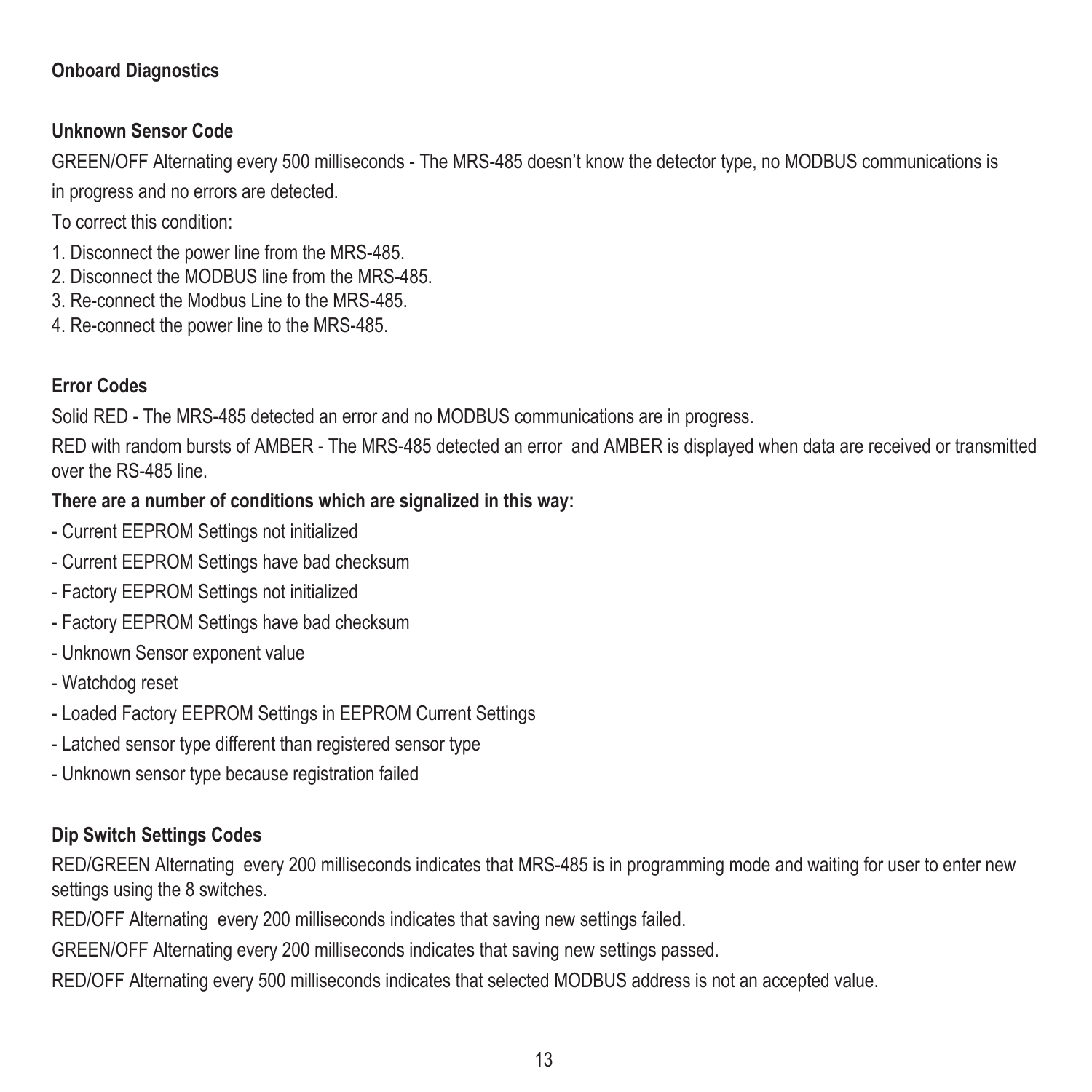## Onboard Diagnostics

### Unknown Sensor Code

GREEN/OFF Alternating every 500 milliseconds - The MRS-485 doesn't know the detector type, no MODBUS communications is in progress and no errors are detected.

To correct this condition:

1. Disconnect the power line from the MRS-485.
2. Disconnect the MODBUS line from the MRS-485.
3. Re-connect the Modbus Line to the MRS-485.
4. Re-connect the power line to the MRS-485.

### Error Codes

Solid RED - The MRS-485 detected an error and no MODBUS communications are in progress.

RED with random bursts of AMBER - The MRS-485 detected an error and AMBER is displayed when data are received or transmitted over the RS-485 line.

**There are a number of conditions which are signalized in this way:**

- Current EEPROM Settings not initialized
- Current EEPROM Settings have bad checksum
- Factory EEPROM Settings not initialized
- Factory EEPROM Settings have bad checksum
- Unknown Sensor exponent value
- Watchdog reset
- Loaded Factory EEPROM Settings in EEPROM Current Settings
- Latched sensor type different than registered sensor type
- Unknown sensor type because registration failed

### Dip Switch Settings Codes

RED/GREEN Alternating every 200 milliseconds indicates that MRS-485 is in programming mode and waiting for user to enter new settings using the 8 switches.

RED/OFF Alternating every 200 milliseconds indicates that saving new settings failed.

GREEN/OFF Alternating every 200 milliseconds indicates that saving new settings passed.

RED/OFF Alternating every 500 milliseconds indicates that selected MODBUS address is not an accepted value.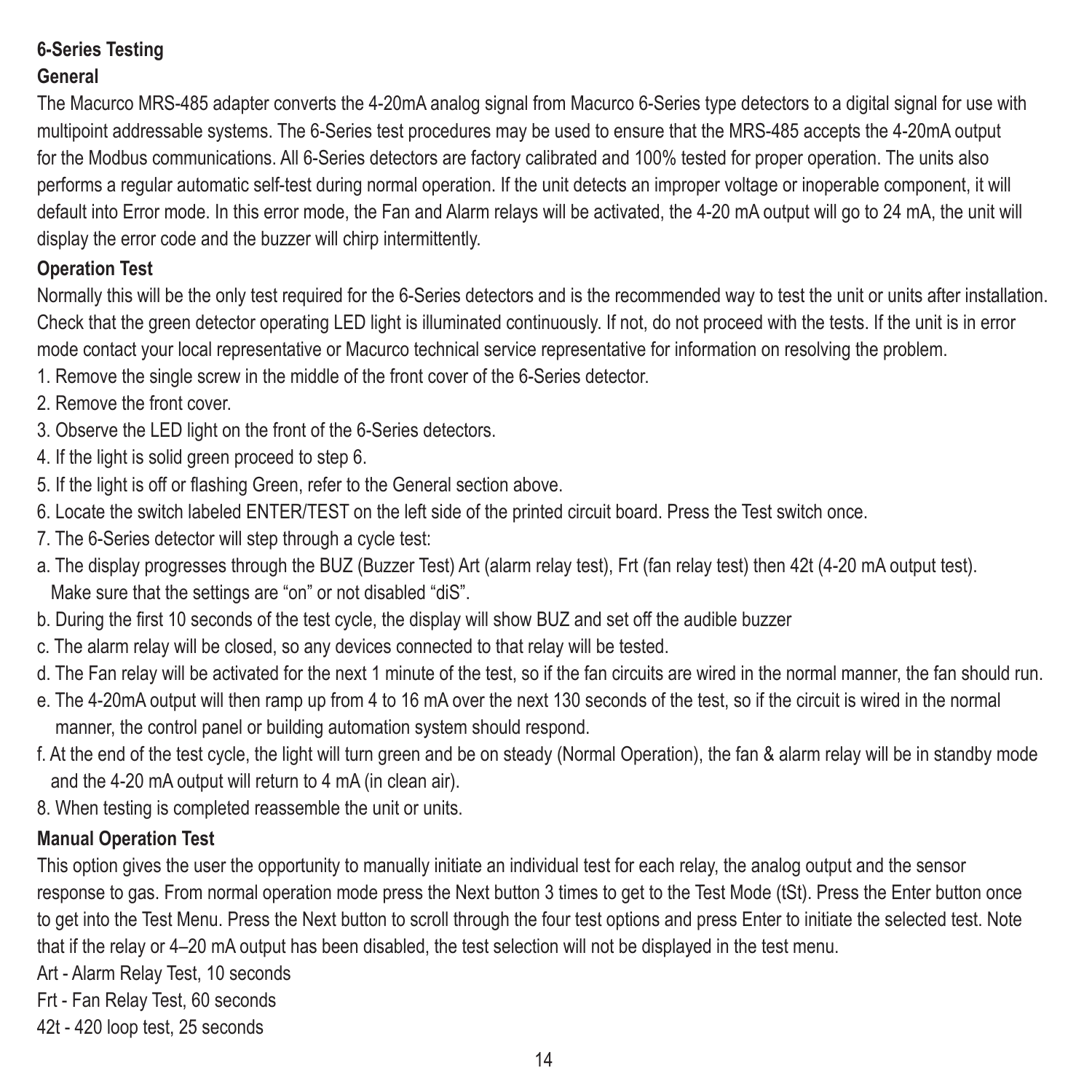## 6-Series Testing

### General

The Macurco MRS-485 adapter converts the 4-20mA analog signal from Macurco 6-Series type detectors to a digital signal for use with multipoint addressable systems. The 6-Series test procedures may be used to ensure that the MRS-485 accepts the 4-20mA output for the Modbus communications. All 6-Series detectors are factory calibrated and 100% tested for proper operation. The units also performs a regular automatic self-test during normal operation. If the unit detects an improper voltage or inoperable component, it will default into Error mode. In this error mode, the Fan and Alarm relays will be activated, the 4-20 mA output will go to 24 mA, the unit will display the error code and the buzzer will chirp intermittently.

### Operation Test

Normally this will be the only test required for the 6-Series detectors and is the recommended way to test the unit or units after installation. Check that the green detector operating LED light is illuminated continuously. If not, do not proceed with the tests. If the unit is in error mode contact your local representative or Macurco technical service representative for information on resolving the problem.

1. Remove the single screw in the middle of the front cover of the 6-Series detector.
2. Remove the front cover.
3. Observe the LED light on the front of the 6-Series detectors.
4. If the light is solid green proceed to step 6.
5. If the light is off or flashing Green, refer to the General section above.
6. Locate the switch labeled ENTER/TEST on the left side of the printed circuit board. Press the Test switch once.
7. The 6-Series detector will step through a cycle test:
   a. The display progresses through the BUZ (Buzzer Test) Art (alarm relay test), Frt (fan relay test) then 42t (4-20 mA output test). Make sure that the settings are "on" or not disabled "diS".
   b. During the first 10 seconds of the test cycle, the display will show BUZ and set off the audible buzzer
   c. The alarm relay will be closed, so any devices connected to that relay will be tested.
   d. The Fan relay will be activated for the next 1 minute of the test, so if the fan circuits are wired in the normal manner, the fan should run.
   e. The 4-20mA output will then ramp up from 4 to 16 mA over the next 130 seconds of the test, so if the circuit is wired in the normal manner, the control panel or building automation system should respond.
   f. At the end of the test cycle, the light will turn green and be on steady (Normal Operation), the fan & alarm relay will be in standby mode and the 4-20 mA output will return to 4 mA (in clean air).
8. When testing is completed reassemble the unit or units.

### Manual Operation Test

This option gives the user the opportunity to manually initiate an individual test for each relay, the analog output and the sensor response to gas. From normal operation mode press the Next button 3 times to get to the Test Mode (tSt). Press the Enter button once to get into the Test Menu. Press the Next button to scroll through the four test options and press Enter to initiate the selected test. Note that if the relay or 4–20 mA output has been disabled, the test selection will not be displayed in the test menu.

Art - Alarm Relay Test, 10 seconds

Frt - Fan Relay Test, 60 seconds

42t - 420 loop test, 25 seconds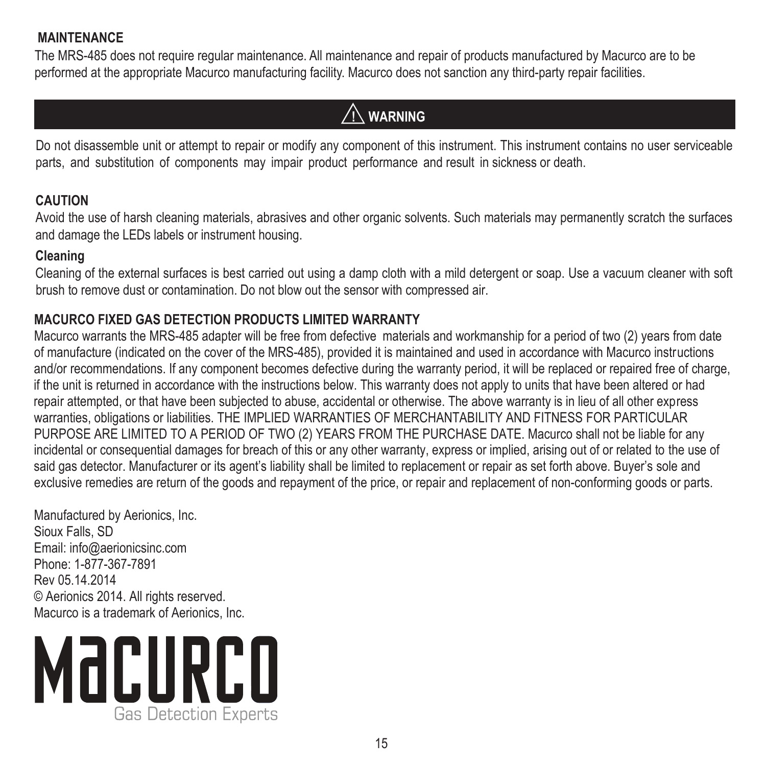## MAINTENANCE

The MRS-485 does not require regular maintenance. All maintenance and repair of products manufactured by Macurco are to be performed at the appropriate Macurco manufacturing facility. Macurco does not sanction any third-party repair facilities.

## ⚠ WARNING

Do not disassemble unit or attempt to repair or modify any component of this instrument. This instrument contains no user serviceable parts, and substitution of components may impair product performance and result in sickness or death.

## CAUTION

Avoid the use of harsh cleaning materials, abrasives and other organic solvents. Such materials may permanently scratch the surfaces and damage the LEDs labels or instrument housing.

### Cleaning

Cleaning of the external surfaces is best carried out using a damp cloth with a mild detergent or soap. Use a vacuum cleaner with soft brush to remove dust or contamination. Do not blow out the sensor with compressed air.

## MACURCO FIXED GAS DETECTION PRODUCTS LIMITED WARRANTY

Macurco warrants the MRS-485 adapter will be free from defective materials and workmanship for a period of two (2) years from date of manufacture (indicated on the cover of the MRS-485), provided it is maintained and used in accordance with Macurco instructions and/or recommendations. If any component becomes defective during the warranty period, it will be replaced or repaired free of charge, if the unit is returned in accordance with the instructions below. This warranty does not apply to units that have been altered or had repair attempted, or that have been subjected to abuse, accidental or otherwise. The above warranty is in lieu of all other express warranties, obligations or liabilities. THE IMPLIED WARRANTIES OF MERCHANTABILITY AND FITNESS FOR PARTICULAR PURPOSE ARE LIMITED TO A PERIOD OF TWO (2) YEARS FROM THE PURCHASE DATE. Macurco shall not be liable for any incidental or consequential damages for breach of this or any other warranty, express or implied, arising out of or related to the use of said gas detector. Manufacturer or its agent's liability shall be limited to replacement or repair as set forth above. Buyer's sole and exclusive remedies are return of the goods and repayment of the price, or repair and replacement of non-conforming goods or parts.

Manufactured by Aerionics, Inc.
Sioux Falls, SD
Email: info@aerionicsinc.com
Phone: 1-877-367-7891
Rev 05.14.2014
© Aerionics 2014. All rights reserved.
Macurco is a trademark of Aerionics, Inc.

MACURCO
Gas Detection Experts